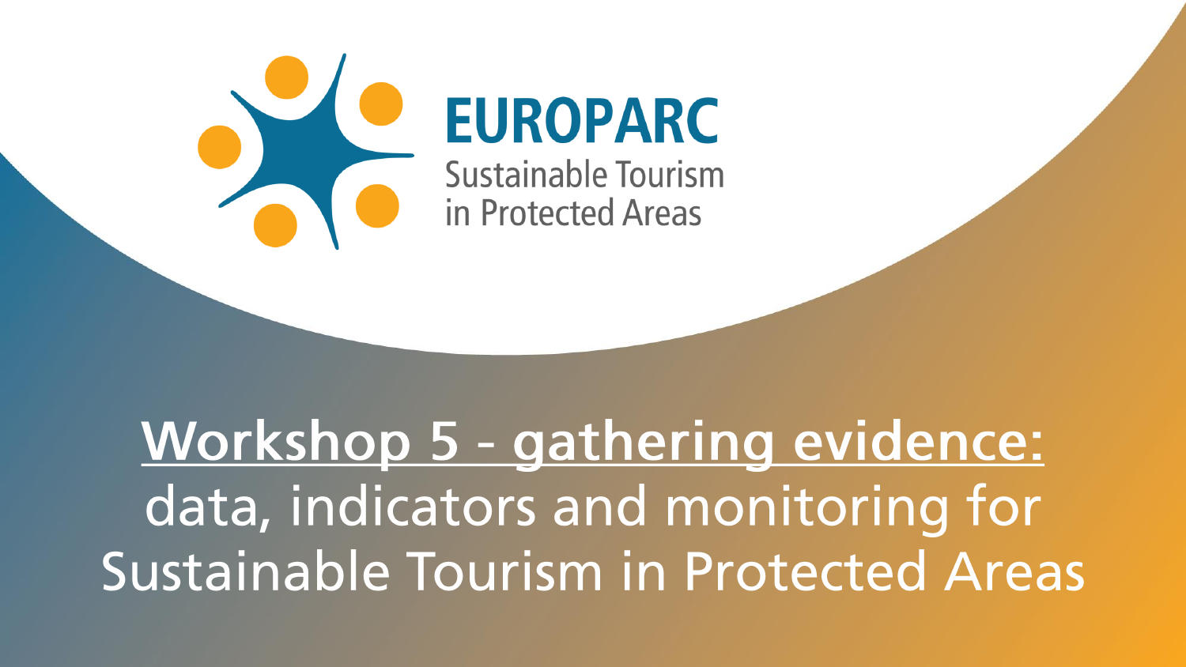EUROPARC
Sustainable Tourism
in Protected Areas

# Workshop 5 - gathering evidence: data, indicators and monitoring for Sustainable Tourism in Protected Areas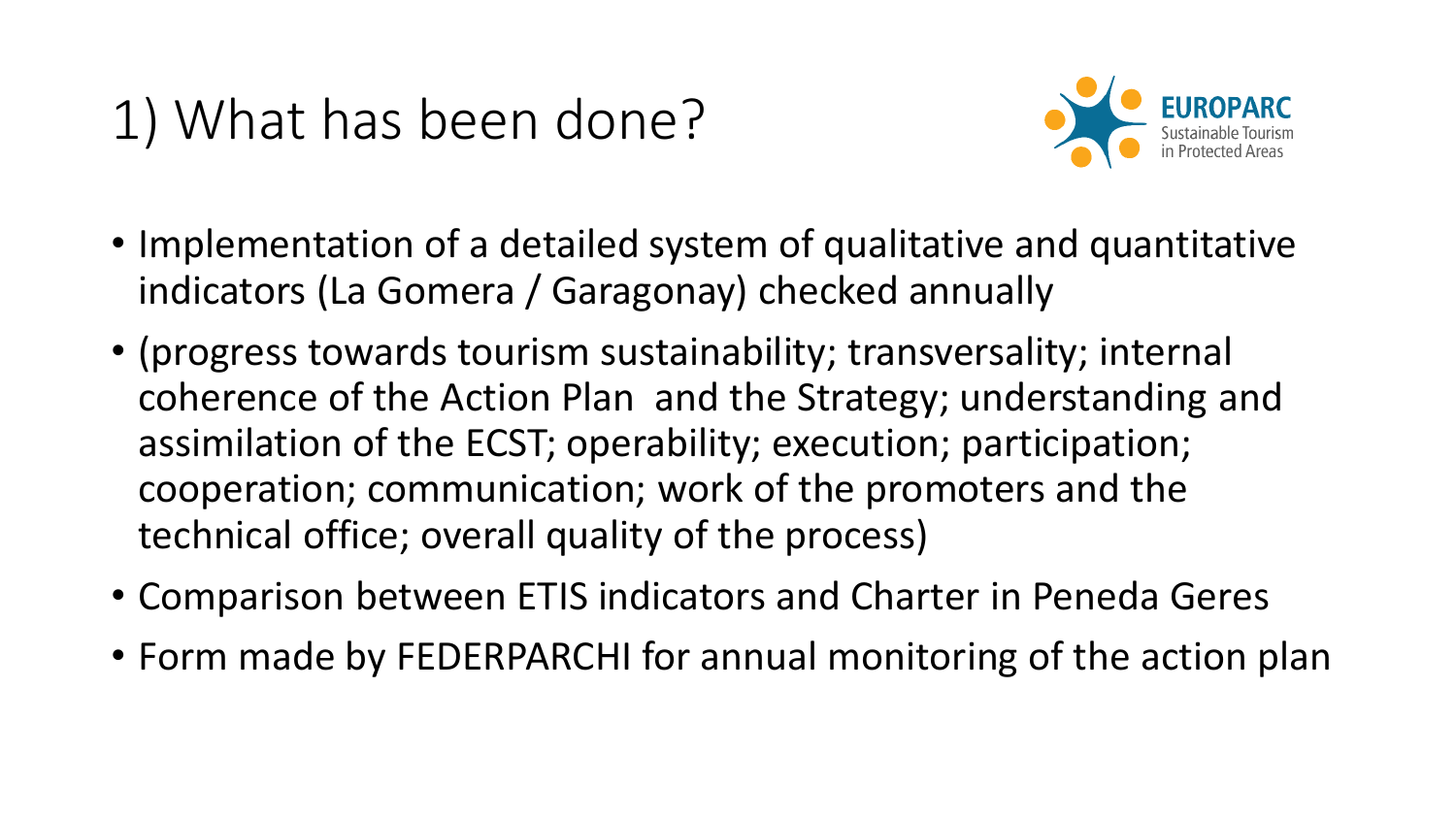# 1) What has been done?

- Implementation of a detailed system of qualitative and quantitative indicators (La Gomera / Garagonay) checked annually
- (progress towards tourism sustainability; transversality; internal coherence of the Action Plan and the Strategy; understanding and assimilation of the ECST; operability; execution; participation; cooperation; communication; work of the promoters and the technical office; overall quality of the process)
- Comparison between ETIS indicators and Charter in Peneda Geres
- Form made by FEDERPARCHI for annual monitoring of the action plan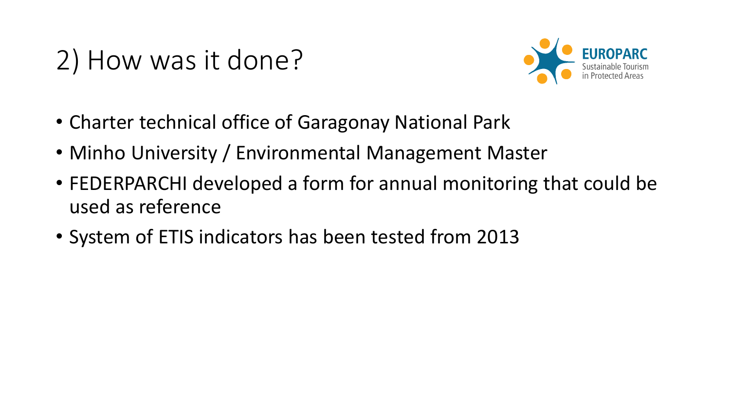# 2) How was it done?

- Charter technical office of Garagonay National Park
- Minho University / Environmental Management Master
- FEDERPARCHI developed a form for annual monitoring that could be used as reference
- System of ETIS indicators has been tested from 2013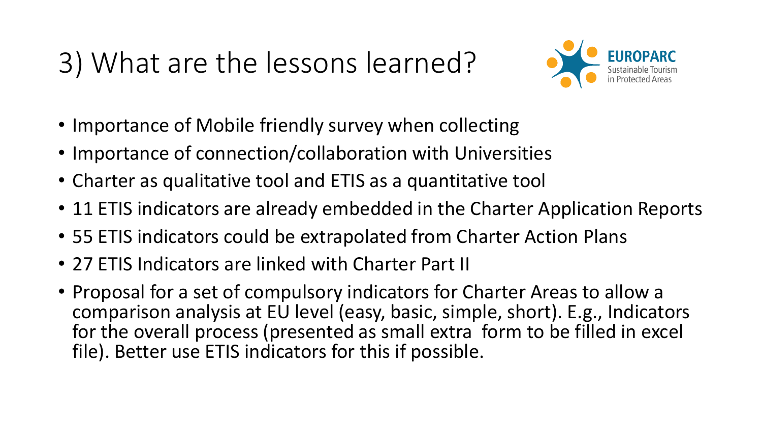# 3) What are the lessons learned?

EUROPARC
Sustainable Tourism
in Protected Areas

- Importance of Mobile friendly survey when collecting
- Importance of connection/collaboration with Universities
- Charter as qualitative tool and ETIS as a quantitative tool
- 11 ETIS indicators are already embedded in the Charter Application Reports
- 55 ETIS indicators could be extrapolated from Charter Action Plans
- 27 ETIS Indicators are linked with Charter Part II
- Proposal for a set of compulsory indicators for Charter Areas to allow a comparison analysis at EU level (easy, basic, simple, short). E.g., Indicators for the overall process (presented as small extra form to be filled in excel file). Better use ETIS indicators for this if possible.